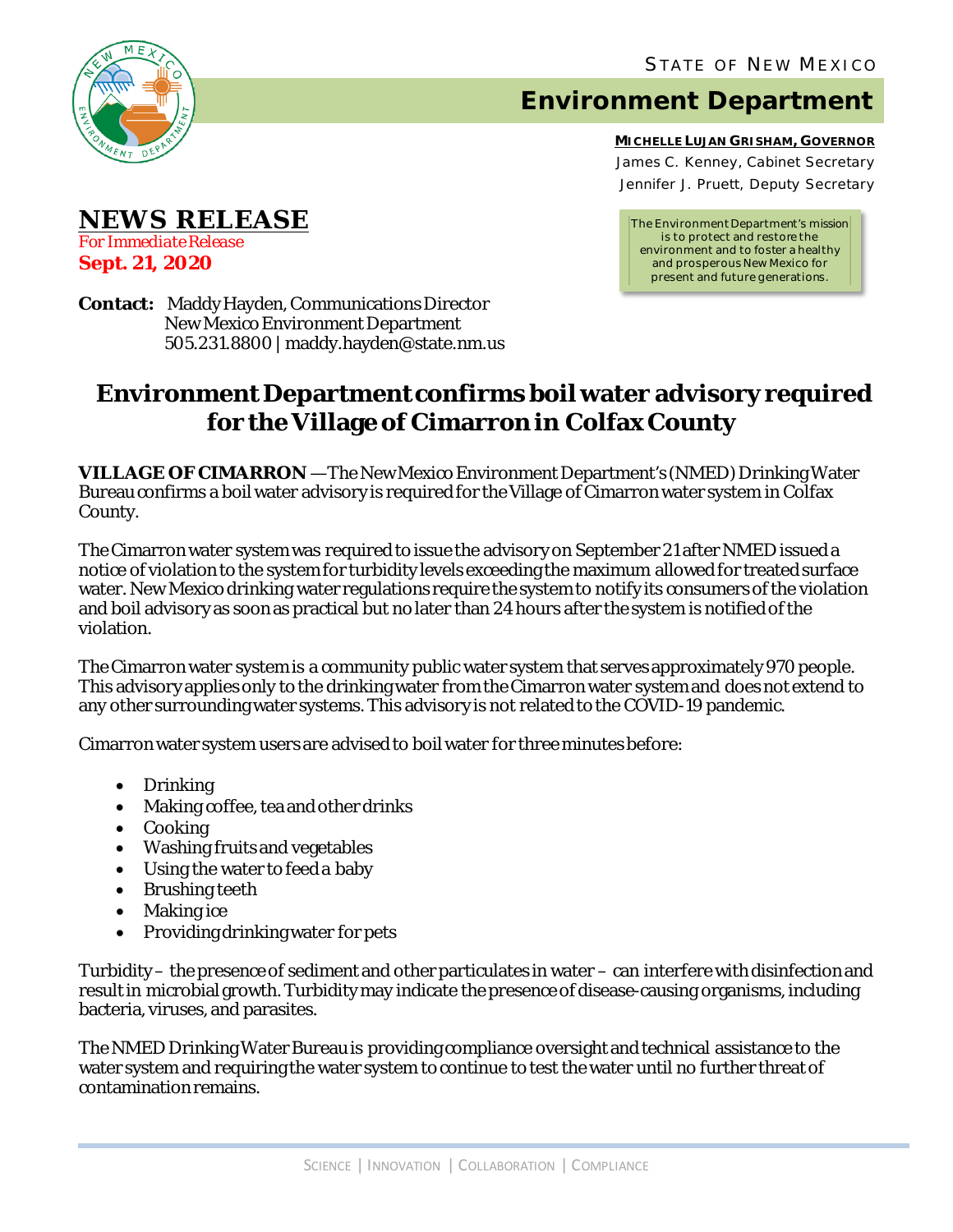STATE OF NEW MEXICO

# Environment Department

**MICHELLE LUJAN GRISHAM, GOVERNOR**

James C. Kenney, Cabinet Secretary

Jennifer J. Pruett, Deputy Secretary

The Environment Department's mission is to protect and restore the environment and to foster a healthy and prosperous New Mexico for present and future generations.

## NEWS RELEASE

*For Immediate Release*

**Sept. 21, 2020**

**Contact:** Maddy Hayden, Communications Director
New Mexico Environment Department
505.231.8800 | maddy.hayden@state.nm.us

## Environment Department confirms boil water advisory required for the Village of Cimarron in Colfax County

**VILLAGE OF CIMARRON** —The New Mexico Environment Department's (NMED) Drinking Water Bureau confirms a boil water advisory is required for the Village of Cimarron water system in Colfax County.

The Cimarron water system was required to issue the advisory on September 21 after NMED issued a notice of violation to the system for turbidity levels exceeding the maximum allowed for treated surface water. New Mexico drinking water regulations require the system to notify its consumers of the violation and boil advisory as soon as practical but no later than 24 hours after the system is notified of the violation.

The Cimarron water system is a community public water system that serves approximately 970 people. This advisory applies only to the drinking water from the Cimarron water system and does not extend to any other surrounding water systems. This advisory is not related to the COVID-19 pandemic.

Cimarron water system users are advised to boil water for three minutes before:

- Drinking
- Making coffee, tea and other drinks
- Cooking
- Washing fruits and vegetables
- Using the water to feed a baby
- Brushing teeth
- Making ice
- Providing drinking water for pets

Turbidity – the presence of sediment and other particulates in water – can interfere with disinfection and result in microbial growth. Turbidity may indicate the presence of disease-causing organisms, including bacteria, viruses, and parasites.

The NMED Drinking Water Bureau is providing compliance oversight and technical assistance to the water system and requiring the water system to continue to test the water until no further threat of contamination remains.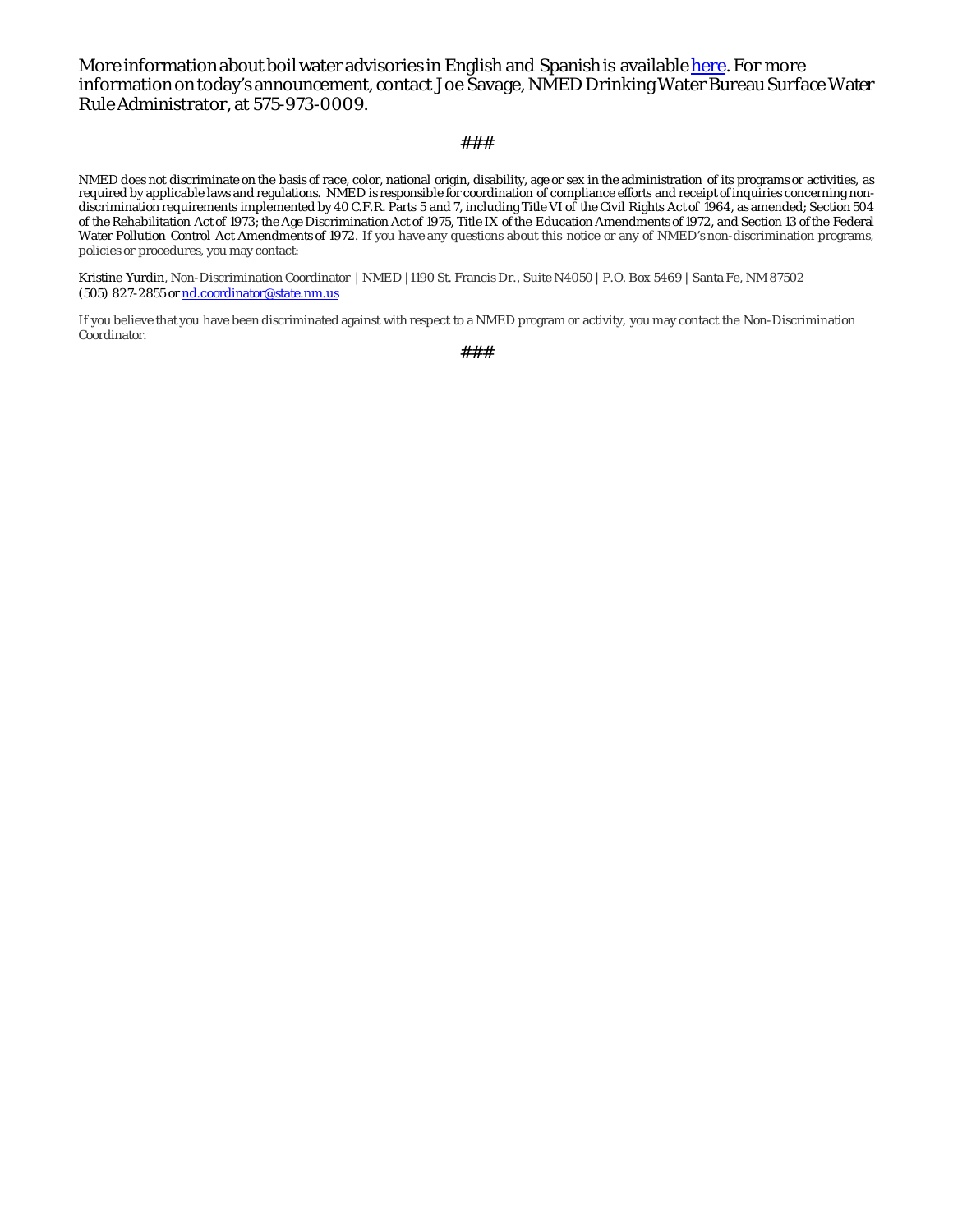More information about boil water advisories in English and Spanish is available here. For more information on today's announcement, contact Joe Savage, NMED Drinking Water Bureau Surface Water Rule Administrator, at 575-973-0009.

###

NMED does not discriminate on the basis of race, color, national origin, disability, age or sex in the administration of its programs or activities, as required by applicable laws and regulations. NMED is responsible for coordination of compliance efforts and receipt of inquiries concerning non-discrimination requirements implemented by 40 C.F.R. Parts 5 and 7, including Title VI of the Civil Rights Act of 1964, as amended; Section 504 of the Rehabilitation Act of 1973; the Age Discrimination Act of 1975, Title IX of the Education Amendments of 1972, and Section 13 of the Federal Water Pollution Control Act Amendments of 1972. If you have any questions about this notice or any of NMED's non-discrimination programs, policies or procedures, you may contact:

Kristine Yurdin, Non-Discrimination Coordinator | NMED | 1190 St. Francis Dr., Suite N4050 | P.O. Box 5469 | Santa Fe, NM 87502
(505) 827-2855 or nd.coordinator@state.nm.us

If you believe that you have been discriminated against with respect to a NMED program or activity, you may contact the Non-Discrimination Coordinator.

###